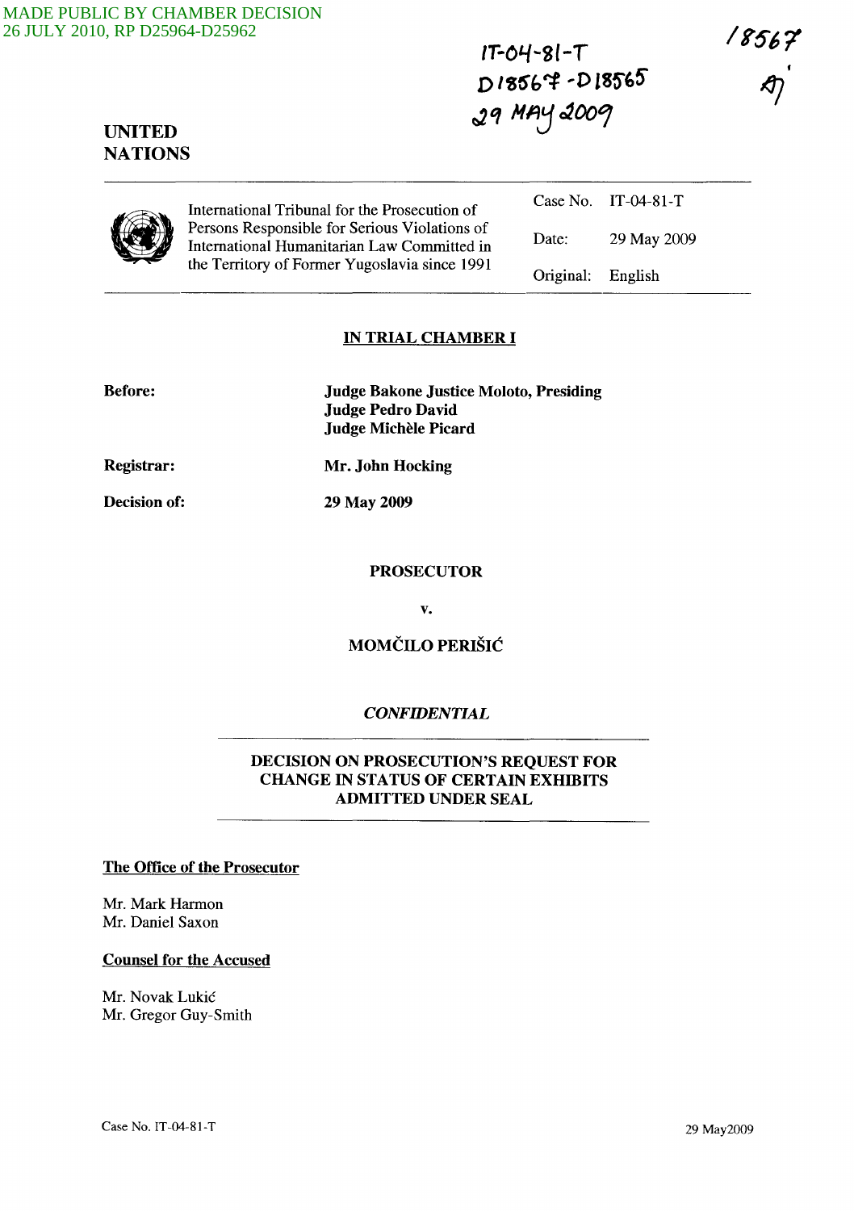MADE PUBLIC BY CHAMBER DECISION
26 JULY 2010, RP D25964-D25962

IT-04-81-T
D18567-D18565
29 MAY 2009

18567
AJ

**UNITED NATIONS**

| International Tribunal for the Prosecution of Persons Responsible for Serious Violations of International Humanitarian Law Committed in the Territory of Former Yugoslavia since 1991 | Case No. | IT-04-81-T |
|---|---|---|
| | Date: | 29 May 2009 |
| | Original: | English |

## IN TRIAL CHAMBER I

**Before:** **Judge Bakone Justice Moloto, Presiding**
**Judge Pedro David**
**Judge Michèle Picard**

**Registrar:** **Mr. John Hocking**

**Decision of:** **29 May 2009**

**PROSECUTOR**

**v.**

**MOMČILO PERIŠIĆ**

***CONFIDENTIAL***

**DECISION ON PROSECUTION'S REQUEST FOR CHANGE IN STATUS OF CERTAIN EXHIBITS ADMITTED UNDER SEAL**

**The Office of the Prosecutor**

Mr. Mark Harmon
Mr. Daniel Saxon

**Counsel for the Accused**

Mr. Novak Lukić
Mr. Gregor Guy-Smith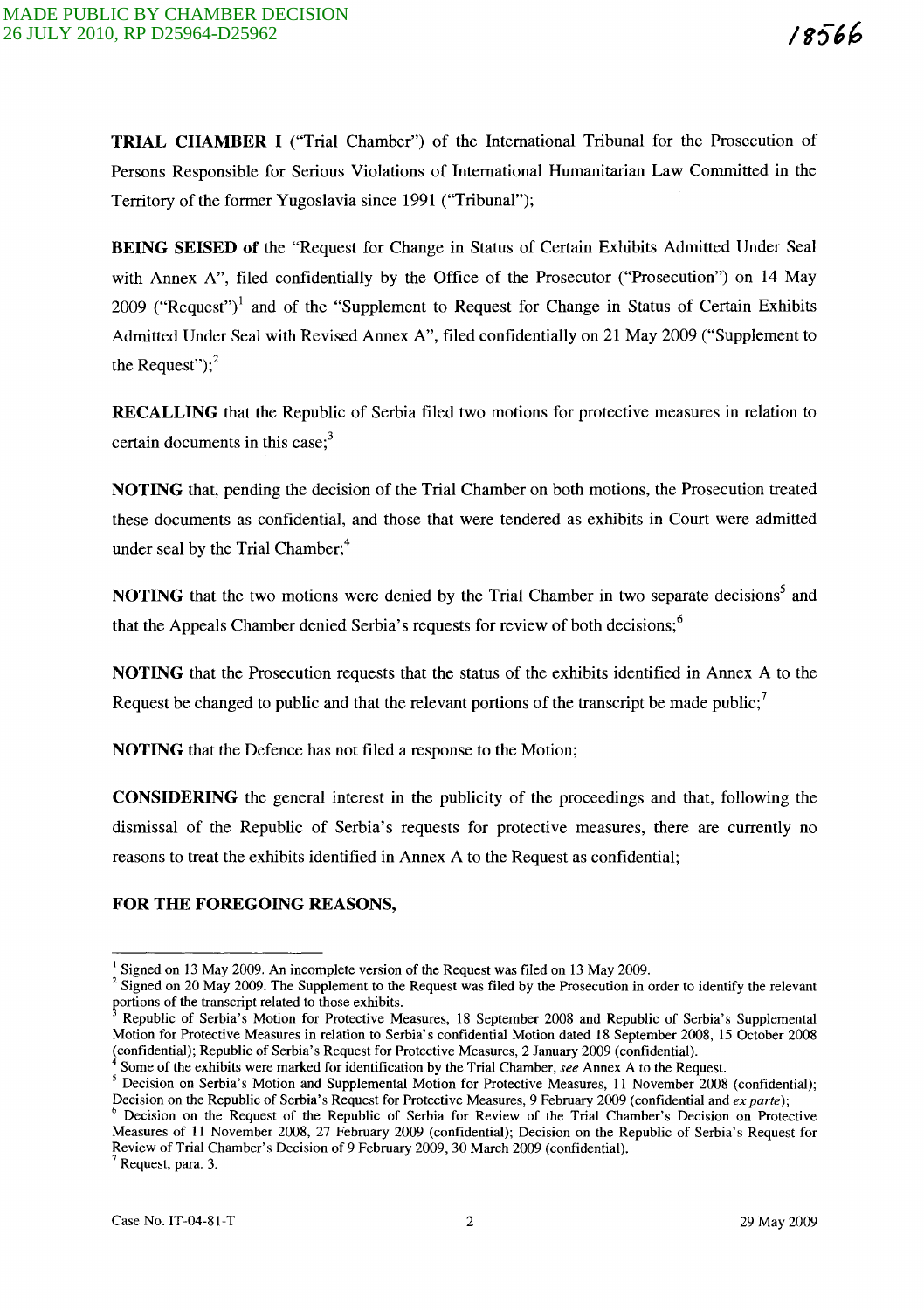**TRIAL CHAMBER I** ("Trial Chamber") of the International Tribunal for the Prosecution of Persons Responsible for Serious Violations of International Humanitarian Law Committed in the Territory of the former Yugoslavia since 1991 ("Tribunal");

**BEING SEISED of** the "Request for Change in Status of Certain Exhibits Admitted Under Seal with Annex A", filed confidentially by the Office of the Prosecutor ("Prosecution") on 14 May 2009 ("Request")[1] and of the "Supplement to Request for Change in Status of Certain Exhibits Admitted Under Seal with Revised Annex A", filed confidentially on 21 May 2009 ("Supplement to the Request");[2]

**RECALLING** that the Republic of Serbia filed two motions for protective measures in relation to certain documents in this case;[3]

**NOTING** that, pending the decision of the Trial Chamber on both motions, the Prosecution treated these documents as confidential, and those that were tendered as exhibits in Court were admitted under seal by the Trial Chamber;[4]

**NOTING** that the two motions were denied by the Trial Chamber in two separate decisions[5] and that the Appeals Chamber denied Serbia's requests for review of both decisions;[6]

**NOTING** that the Prosecution requests that the status of the exhibits identified in Annex A to the Request be changed to public and that the relevant portions of the transcript be made public;[7]

**NOTING** that the Defence has not filed a response to the Motion;

**CONSIDERING** the general interest in the publicity of the proceedings and that, following the dismissal of the Republic of Serbia's requests for protective measures, there are currently no reasons to treat the exhibits identified in Annex A to the Request as confidential;

**FOR THE FOREGOING REASONS,**

---

[1] Signed on 13 May 2009. An incomplete version of the Request was filed on 13 May 2009.

[2] Signed on 20 May 2009. The Supplement to the Request was filed by the Prosecution in order to identify the relevant portions of the transcript related to those exhibits.

[3] Republic of Serbia's Motion for Protective Measures, 18 September 2008 and Republic of Serbia's Supplemental Motion for Protective Measures in relation to Serbia's confidential Motion dated 18 September 2008, 15 October 2008 (confidential); Republic of Serbia's Request for Protective Measures, 2 January 2009 (confidential).

[4] Some of the exhibits were marked for identification by the Trial Chamber, *see* Annex A to the Request.

[5] Decision on Serbia's Motion and Supplemental Motion for Protective Measures, 11 November 2008 (confidential); Decision on the Republic of Serbia's Request for Protective Measures, 9 February 2009 (confidential and *ex parte*);

[6] Decision on the Request of the Republic of Serbia for Review of the Trial Chamber's Decision on Protective Measures of 11 November 2008, 27 February 2009 (confidential); Decision on the Republic of Serbia's Request for Review of Trial Chamber's Decision of 9 February 2009, 30 March 2009 (confidential).

[7] Request, para. 3.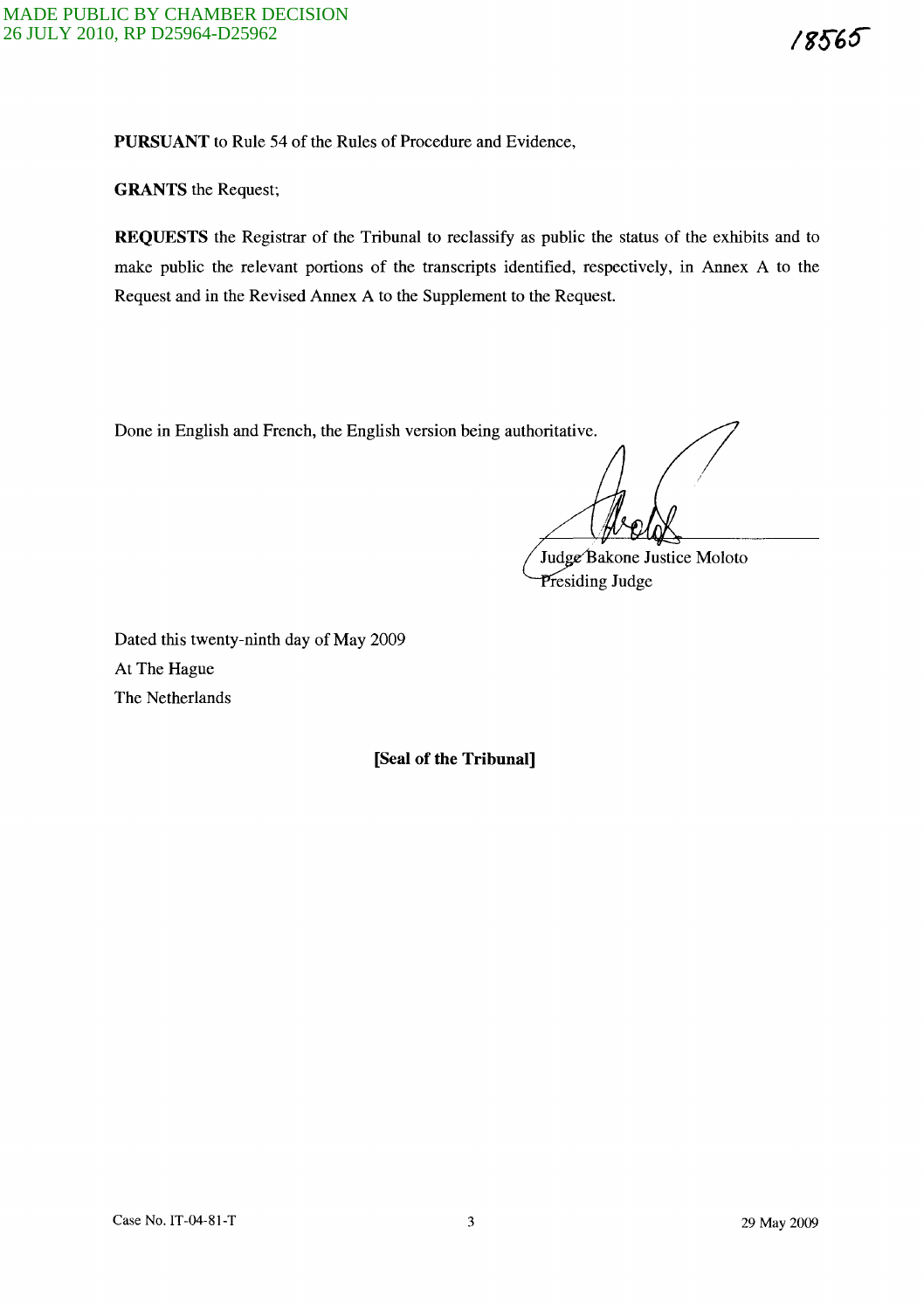MADE PUBLIC BY CHAMBER DECISION
26 JULY 2010, RP D25964-D25962

18565

**PURSUANT** to Rule 54 of the Rules of Procedure and Evidence,

**GRANTS** the Request;

**REQUESTS** the Registrar of the Tribunal to reclassify as public the status of the exhibits and to make public the relevant portions of the transcripts identified, respectively, in Annex A to the Request and in the Revised Annex A to the Supplement to the Request.

Done in English and French, the English version being authoritative.

Judge Bakone Justice Moloto
Presiding Judge

Dated this twenty-ninth day of May 2009
At The Hague
The Netherlands

**[Seal of the Tribunal]**

Case No. IT-04-81-T 29 May 2009